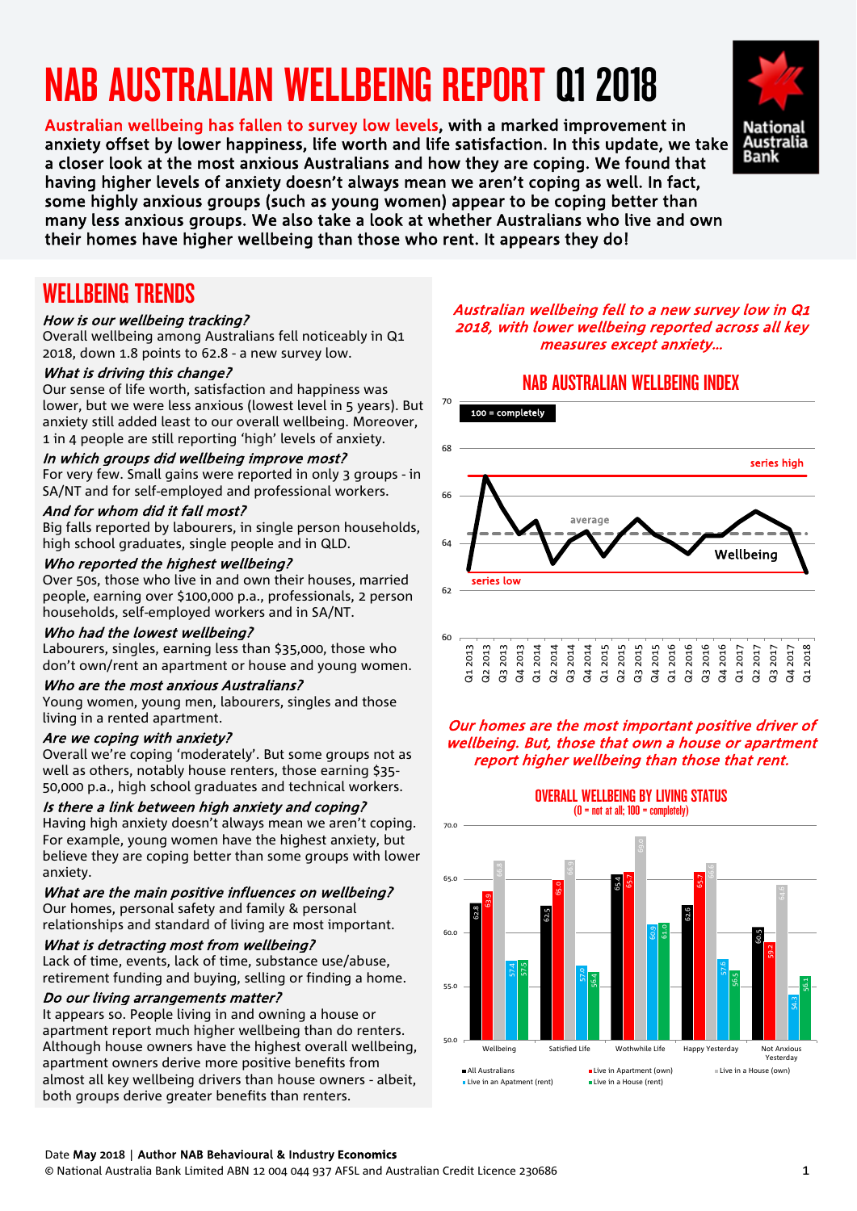# NAB AUSTRALIAN WELLBEING REPORT Q1 2018

**Australian wellbeing has fallen to survey low levels, with a marked improvement in anxiety offset by lower happiness, life worth and life satisfaction. In this update, we take a closer look at the most anxious Australians and how they are coping. We found that having higher levels of anxiety doesn't always mean we aren't coping as well. In fact, some highly anxious groups (such as young women) appear to be coping better than many less anxious groups. We also take a look at whether Australians who live and own their homes have higher wellbeing than those who rent. It appears they do!**

## WELLBEING TRENDS

***How is our wellbeing tracking?***
Overall wellbeing among Australians fell noticeably in Q1 2018, down 1.8 points to 62.8 - a new survey low.

***What is driving this change?***
Our sense of life worth, satisfaction and happiness was lower, but we were less anxious (lowest level in 5 years). But anxiety still added least to our overall wellbeing. Moreover, 1 in 4 people are still reporting 'high' levels of anxiety.

***In which groups did wellbeing improve most?***
For very few. Small gains were reported in only 3 groups - in SA/NT and for self-employed and professional workers.

***And for whom did it fall most?***
Big falls reported by labourers, in single person households, high school graduates, single people and in QLD.

***Who reported the highest wellbeing?***
Over 50s, those who live in and own their houses, married people, earning over $100,000 p.a., professionals, 2 person households, self-employed workers and in SA/NT.

***Who had the lowest wellbeing?***
Labourers, singles, earning less than $35,000, those who don't own/rent an apartment or house and young women.

***Who are the most anxious Australians?***
Young women, young men, labourers, singles and those living in a rented apartment.

***Are we coping with anxiety?***
Overall we're coping 'moderately'. But some groups not as well as others, notably house renters, those earning $35-50,000 p.a., high school graduates and technical workers.

***Is there a link between high anxiety and coping?***
Having high anxiety doesn't always mean we aren't coping. For example, young women have the highest anxiety, but believe they are coping better than some groups with lower anxiety.

***What are the main positive influences on wellbeing?***
Our homes, personal safety and family & personal relationships and standard of living are most important.

***What is detracting most from wellbeing?***
Lack of time, events, lack of time, substance use/abuse, retirement funding and buying, selling or finding a home.

***Do our living arrangements matter?***
It appears so. People living in and owning a house or apartment report much higher wellbeing than do renters. Although house owners have the highest overall wellbeing, apartment owners derive more positive benefits from almost all key wellbeing drivers than house owners - albeit, both groups derive greater benefits than renters.

*Australian wellbeing fell to a new survey low in Q1 2018, with lower wellbeing reported across all key measures except anxiety...*

### NAB AUSTRALIAN WELLBEING INDEX

(100 = completely; chart of Wellbeing Q1 2013 – Q1 2018 with series high, average and series low marked)

*Our homes are the most important positive driver of wellbeing. But, those that own a house or apartment report higher wellbeing than those that rent.*

### OVERALL WELLBEING BY LIVING STATUS
(0 = not at all; 100 = completely)

| | All Australians | Live in Apartment (own) | Live in a House (own) | Live in an Apatment (rent) | Live in a House (rent) |
|---|---|---|---|---|---|
| Wellbeing | 62.8 | 63.9 | 66.8 | 57.4 | 57.5 |
| Satisfied Life | 62.5 | 65.0 | 66.9 | 57.0 | 56.4 |
| Wothwhile Life | 65.4 | 65.7 | 69.0 | 60.9 | 61.0 |
| Happy Yesterday | 62.6 | 65.7 | 66.6 | 57.6 | 56.5 |
| Not Anxious Yesterday | 60.5 | 59.2 | 64.6 | 54.3 | 56.1 |

Date May 2018 | Author NAB Behavioural & Industry Economics
© National Australia Bank Limited ABN 12 004 044 937 AFSL and Australian Credit Licence 230686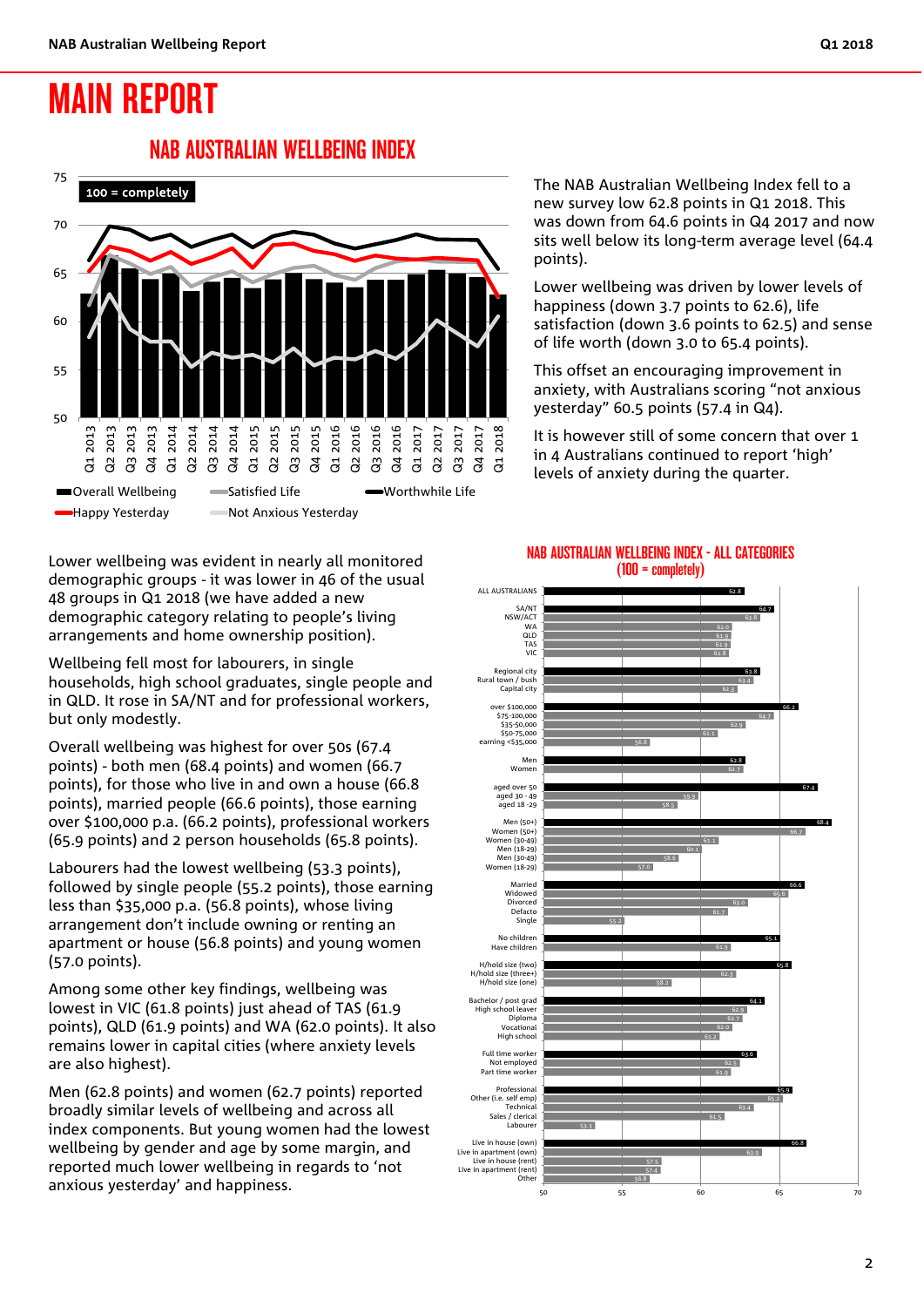# MAIN REPORT

## NAB AUSTRALIAN WELLBEING INDEX

The NAB Australian Wellbeing Index fell to a new survey low 62.8 points in Q1 2018. This was down from 64.6 points in Q4 2017 and now sits well below its long-term average level (64.4 points).

Lower wellbeing was driven by lower levels of happiness (down 3.7 points to 62.6), life satisfaction (down 3.6 points to 62.5) and sense of life worth (down 3.0 to 65.4 points).

This offset an encouraging improvement in anxiety, with Australians scoring "not anxious yesterday" 60.5 points (57.4 in Q4).

It is however still of some concern that over 1 in 4 Australians continued to report 'high' levels of anxiety during the quarter.

Lower wellbeing was evident in nearly all monitored demographic groups - it was lower in 46 of the usual 48 groups in Q1 2018 (we have added a new demographic category relating to people's living arrangements and home ownership position).

Wellbeing fell most for labourers, in single households, high school graduates, single people and in QLD. It rose in SA/NT and for professional workers, but only modestly.

Overall wellbeing was highest for over 50s (67.4 points) - both men (68.4 points) and women (66.7 points), for those who live in and own a house (66.8 points), married people (66.6 points), those earning over $100,000 p.a. (66.2 points), professional workers (65.9 points) and 2 person households (65.8 points).

Labourers had the lowest wellbeing (53.3 points), followed by single people (55.2 points), those earning less than $35,000 p.a. (56.8 points), whose living arrangement don't include owning or renting an apartment or house (56.8 points) and young women (57.0 points).

Among some other key findings, wellbeing was lowest in VIC (61.8 points) just ahead of TAS (61.9 points), QLD (61.9 points) and WA (62.0 points). It also remains lower in capital cities (where anxiety levels are also highest).

Men (62.8 points) and women (62.7 points) reported broadly similar levels of wellbeing and across all index components. But young women had the lowest wellbeing by gender and age by some margin, and reported much lower wellbeing in regards to 'not anxious yesterday' and happiness.

### NAB AUSTRALIAN WELLBEING INDEX - ALL CATEGORIES (100 = completely)

| Category | Score |
|---|---|
| ALL AUSTRALIANS | 62.8 |
| SA/NT | 64.7 |
| NSW/ACT | 63.8 |
| WA | 62.0 |
| QLD | 61.9 |
| TAS | 61.9 |
| VIC | 61.8 |
| Regional city | 63.8 |
| Rural town / bush | 63.4 |
| Capital city | 62.3 |
| over $100,000 | 66.2 |
| $75-100,000 | 64.7 |
| $35-50,000 | 62.9 |
| $50-75,000 | 61.1 |
| earning <$35,000 | 56.8 |
| Men | 62.8 |
| Women | 62.7 |
| aged over 50 | 67.4 |
| aged 30 - 49 | 59.9 |
| aged 18 -29 | 58.5 |
| Men (50+) | 68.4 |
| Women (50+) | 66.7 |
| Women (30-49) | 61.1 |
| Men (18-29) | 60.1 |
| Men (30-49) | 58.6 |
| Women (18-29) | 57.0 |
| Married | 66.6 |
| Widowed | 65.6 |
| Divorced | 63.0 |
| Defacto | 61.7 |
| Single | 55.2 |
| No children | 65.1 |
| Have children | 61.9 |
| H/hold size (two) | 65.8 |
| H/hold size (three+) | 62.3 |
| H/hold size (one) | 58.2 |
| Bachelor / post grad | 64.1 |
| High school leaver | 62.9 |
| Diploma | 62.7 |
| Vocational | 62.0 |
| High school | 61.2 |
| Full time worker | 63.6 |
| Not employed | 62.5 |
| Part time worker | 61.9 |
| Professional | 65.9 |
| Other (i.e. self emp) | 65.2 |
| Technical | 63.4 |
| Sales / clerical | 61.5 |
| Labourer | 53.3 |
| Live in house (own) | 66.8 |
| Live in apartment (own) | 63.9 |
| Live in house (rent) | 57.5 |
| Live in apartment (rent) | 57.4 |
| Other | 56.8 |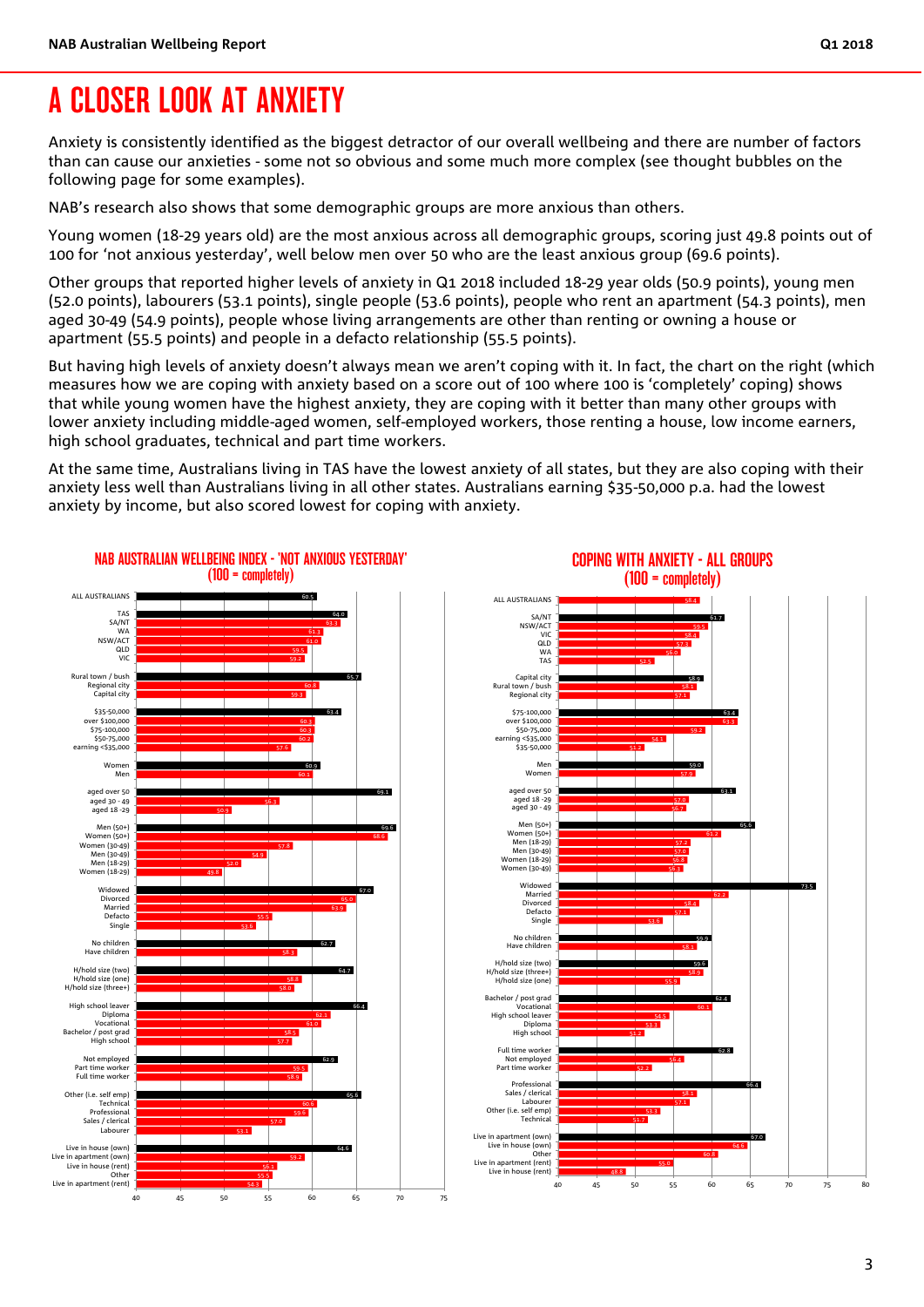# A CLOSER LOOK AT ANXIETY

Anxiety is consistently identified as the biggest detractor of our overall wellbeing and there are number of factors than can cause our anxieties - some not so obvious and some much more complex (see thought bubbles on the following page for some examples).

NAB's research also shows that some demographic groups are more anxious than others.

Young women (18-29 years old) are the most anxious across all demographic groups, scoring just 49.8 points out of 100 for 'not anxious yesterday', well below men over 50 who are the least anxious group (69.6 points).

Other groups that reported higher levels of anxiety in Q1 2018 included 18-29 year olds (50.9 points), young men (52.0 points), labourers (53.1 points), single people (53.6 points), people who rent an apartment (54.3 points), men aged 30-49 (54.9 points), people whose living arrangements are other than renting or owning a house or apartment (55.5 points) and people in a defacto relationship (55.5 points).

But having high levels of anxiety doesn't always mean we aren't coping with it. In fact, the chart on the right (which measures how we are coping with anxiety based on a score out of 100 where 100 is 'completely' coping) shows that while young women have the highest anxiety, they are coping with it better than many other groups with lower anxiety including middle-aged women, self-employed workers, those renting a house, low income earners, high school graduates, technical and part time workers.

At the same time, Australians living in TAS have the lowest anxiety of all states, but they are also coping with their anxiety less well than Australians living in all other states. Australians earning $35-50,000 p.a. had the lowest anxiety by income, but also scored lowest for coping with anxiety.

## NAB AUSTRALIAN WELLBEING INDEX - 'NOT ANXIOUS YESTERDAY' (100 = completely)

| Group | Score |
|---|---|
| ALL AUSTRALIANS | 60.5 |
| TAS | 64.0 |
| SA/NT | 63.3 |
| WA | 61.1 |
| NSW/ACT | 61.0 |
| QLD | 59.5 |
| VIC | 59.2 |
| Rural town / bush | 65.7 |
| Regional city | 60.8 |
| Capital city | 59.3 |
| $35-50,000 | 63.4 |
| over $100,000 | 60.3 |
| $75-100,000 | 60.3 |
| $50-75,000 | 60.2 |
| earning <$35,000 | 57.6 |
| Women | 60.9 |
| Men | 60.1 |
| aged over 50 | 69.1 |
| aged 30 - 49 | 56.3 |
| aged 18 -29 | 50.9 |
| Men (50+) | 69.6 |
| Women (50+) | 68.6 |
| Women (30-49) | 57.8 |
| Men (30-49) | 54.9 |
| Men (18-29) | 52.0 |
| Women (18-29) | 49.8 |
| Widowed | 67.0 |
| Divorced | 65.0 |
| Married | 63.9 |
| Defacto | 55.5 |
| Single | 53.6 |
| No children | 62.7 |
| Have children | 58.3 |
| H/hold size (two) | 64.7 |
| H/hold size (one) | 58.8 |
| H/hold size (three+) | 58.0 |
| High school leaver | 66.4 |
| Diploma | 62.1 |
| Vocational | 61.0 |
| Bachelor / post grad | 58.5 |
| High school | 57.7 |
| Not employed | 62.9 |
| Part time worker | 59.5 |
| Full time worker | 58.9 |
| Other (i.e. self emp) | 65.6 |
| Technical | 60.6 |
| Professional | 59.6 |
| Sales / clerical | 57.0 |
| Labourer | 53.1 |
| Live in house (own) | 64.6 |
| Live in apartment (own) | 59.2 |
| Live in house (rent) | 56.1 |
| Other | 55.5 |
| Live in apartment (rent) | 54.3 |

## COPING WITH ANXIETY - ALL GROUPS (100 = completely)

| Group | Score |
|---|---|
| ALL AUSTRALIANS | 58.4 |
| SA/NT | 61.7 |
| NSW/ACT | 59.5 |
| VIC | 58.4 |
| QLD | 57.3 |
| WA | 56.0 |
| TAS | 52.5 |
| Capital city | 58.9 |
| Rural town / bush | 58.1 |
| Regional city | 57.1 |
| $75-100,000 | 63.4 |
| over $100,000 | 63.3 |
| $50-75,000 | 59.2 |
| earning <$35,000 | 54.1 |
| $35-50,000 | 51.2 |
| Men | 59.0 |
| Women | 57.9 |
| aged over 50 | 63.1 |
| aged 18 -29 | 57.0 |
| aged 30 - 49 | 56.7 |
| Men (50+) | 65.6 |
| Women (50+) | 61.2 |
| Men (18-29) | 57.2 |
| Men (30-49) | 57.0 |
| Women (18-29) | 56.8 |
| Women (30-49) | 56.3 |
| Widowed | 73.5 |
| Married | 62.2 |
| Divorced | 58.4 |
| Defacto | 57.1 |
| Single | 53.8 |
| No children | 59.9 |
| Have children | 58.1 |
| H/hold size (two) | 59.6 |
| H/hold size (three+) | 58.9 |
| H/hold size (one) | 55.9 |
| Bachelor / post grad | 62.4 |
| Vocational | 60.1 |
| High school leaver | 54.5 |
| Diploma | 53.3 |
| High school | 51.2 |
| Full time worker | 62.8 |
| Not employed | 56.4 |
| Part time worker | 52.2 |
| Professional | 66.4 |
| Sales / clerical | 58.1 |
| Labourer | 57.1 |
| Other (i.e. self emp) | 53.3 |
| Technical | 51.7 |
| Live in apartment (own) | 67.0 |
| Live in house (own) | 64.9 |
| Other | 60.8 |
| Live in apartment (rent) | 55.0 |
| Live in house (rent) | 48.8 |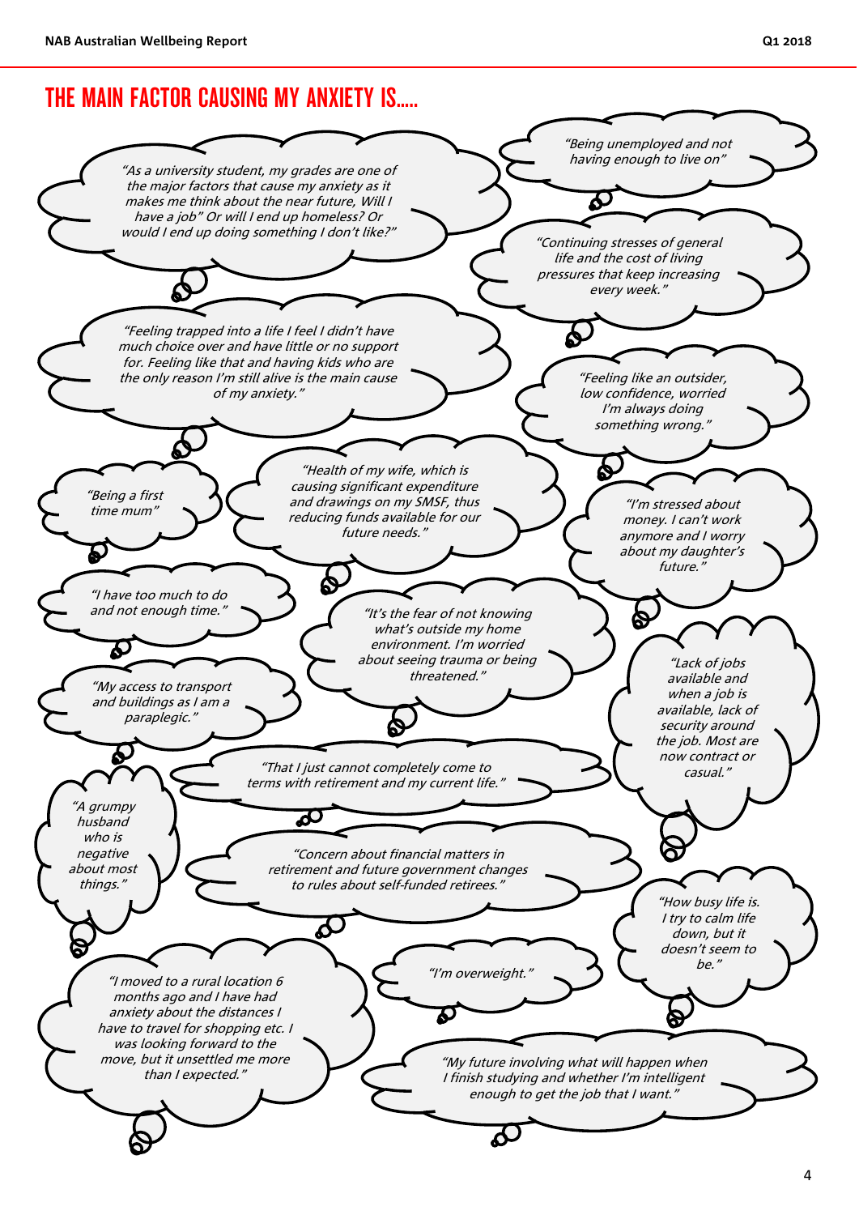# THE MAIN FACTOR CAUSING MY ANXIETY IS.....

*"As a university student, my grades are one of the major factors that cause my anxiety as it makes me think about the near future, Will I have a job" Or will I end up homeless? Or would I end up doing something I don't like?"*

*"Being unemployed and not having enough to live on"*

*"Continuing stresses of general life and the cost of living pressures that keep increasing every week."*

*"Feeling trapped into a life I feel I didn't have much choice over and have little or no support for. Feeling like that and having kids who are the only reason I'm still alive is the main cause of my anxiety."*

*"Feeling like an outsider, low confidence, worried I'm always doing something wrong."*

*"Being a first time mum"*

*"Health of my wife, which is causing significant expenditure and drawings on my SMSF, thus reducing funds available for our future needs."*

*"I'm stressed about money. I can't work anymore and I worry about my daughter's future."*

*"I have too much to do and not enough time."*

*"It's the fear of not knowing what's outside my home environment. I'm worried about seeing trauma or being threatened."*

*"Lack of jobs available and when a job is available, lack of security around the job. Most are now contract or casual."*

*"My access to transport and buildings as I am a paraplegic."*

*"That I just cannot completely come to terms with retirement and my current life."*

*"A grumpy husband who is negative about most things."*

*"Concern about financial matters in retirement and future government changes to rules about self-funded retirees."*

*"How busy life is. I try to calm life down, but it doesn't seem to be."*

*"I moved to a rural location 6 months ago and I have had anxiety about the distances I have to travel for shopping etc. I was looking forward to the move, but it unsettled me more than I expected."*

*"I'm overweight."*

*"My future involving what will happen when I finish studying and whether I'm intelligent enough to get the job that I want."*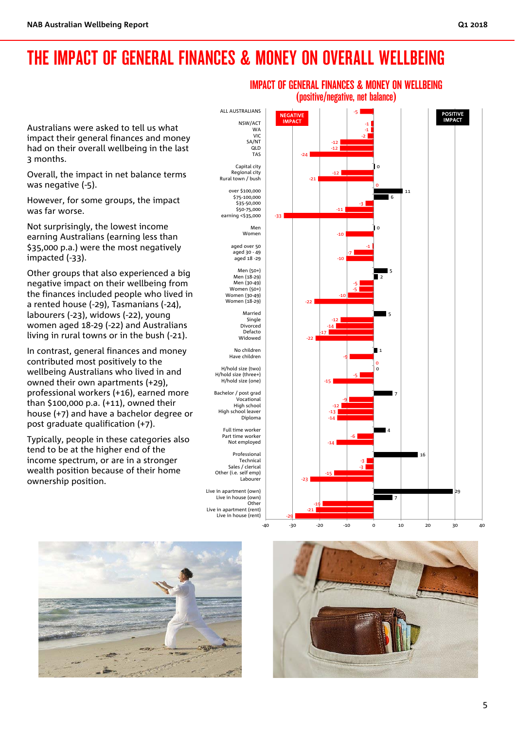# THE IMPACT OF GENERAL FINANCES & MONEY ON OVERALL WELLBEING

Australians were asked to tell us what impact their general finances and money had on their overall wellbeing in the last 3 months.

Overall, the impact in net balance terms was negative (-5).

However, for some groups, the impact was far worse.

Not surprisingly, the lowest income earning Australians (earning less than $35,000 p.a.) were the most negatively impacted (-33).

Other groups that also experienced a big negative impact on their wellbeing from the finances included people who lived in a rented house (-29), Tasmanians (-24), labourers (-23), widows (-22), young women aged 18-29 (-22) and Australians living in rural towns or in the bush (-21).

In contrast, general finances and money contributed most positively to the wellbeing Australians who lived in and owned their own apartments (+29), professional workers (+16), earned more than $100,000 p.a. (+11), owned their house (+7) and have a bachelor degree or post graduate qualification (+7).

Typically, people in these categories also tend to be at the higher end of the income spectrum, or are in a stronger wealth position because of their home ownership position.

## IMPACT OF GENERAL FINANCES & MONEY ON WELLBEING (positive/negative, net balance)

| Group | Net balance |
|---|---|
| ALL AUSTRALIANS | -5 |
| NSW/ACT | -1 |
| WA | -1 |
| VIC | -2 |
| SA/NT | -12 |
| QLD | -12 |
| TAS | -24 |
| Capital city | 0 |
| Regional city | -12 |
| Rural town / bush | -21 |
| over $100,000 | 11 |
| $75-100,000 | 6 |
| $35-50,000 | -3 |
| $50-75,000 | -11 |
| earning <$35,000 | -33 |
| Men | 0 |
| Women | -10 |
| aged over 50 | -1 |
| aged 30 - 49 | -7 |
| aged 18 -29 | -10 |
| Men (50+) | 5 |
| Men (18-29) | 2 |
| Men (30-49) | -5 |
| Women (50+) | -5 |
| Women (30-49) | -10 |
| Women (18-29) | -22 |
| Married | 5 |
| Single | -12 |
| Divorced | -14 |
| Defacto | -17 |
| Widowed | -22 |
| No children | 1 |
| Have children | -9 |
| H/hold size (two) | 0 |
| H/hold size (three+) | -5 |
| H/hold size (one) | -15 |
| Bachelor / post grad | 7 |
| Vocational | -9 |
| High school | -12 |
| High school leaver | -13 |
| Diploma | -14 |
| Full time worker | 4 |
| Part time worker | -6 |
| Not employed | -14 |
| Professional | 16 |
| Technical | -3 |
| Sales / clerical | -3 |
| Other (i.e. self emp) | -15 |
| Labourer | -23 |
| Live in apartment (own) | 29 |
| Live in house (own) | 7 |
| Other | -19 |
| Live in apartment (rent) | -21 |
| Live in house (rent) | -29 |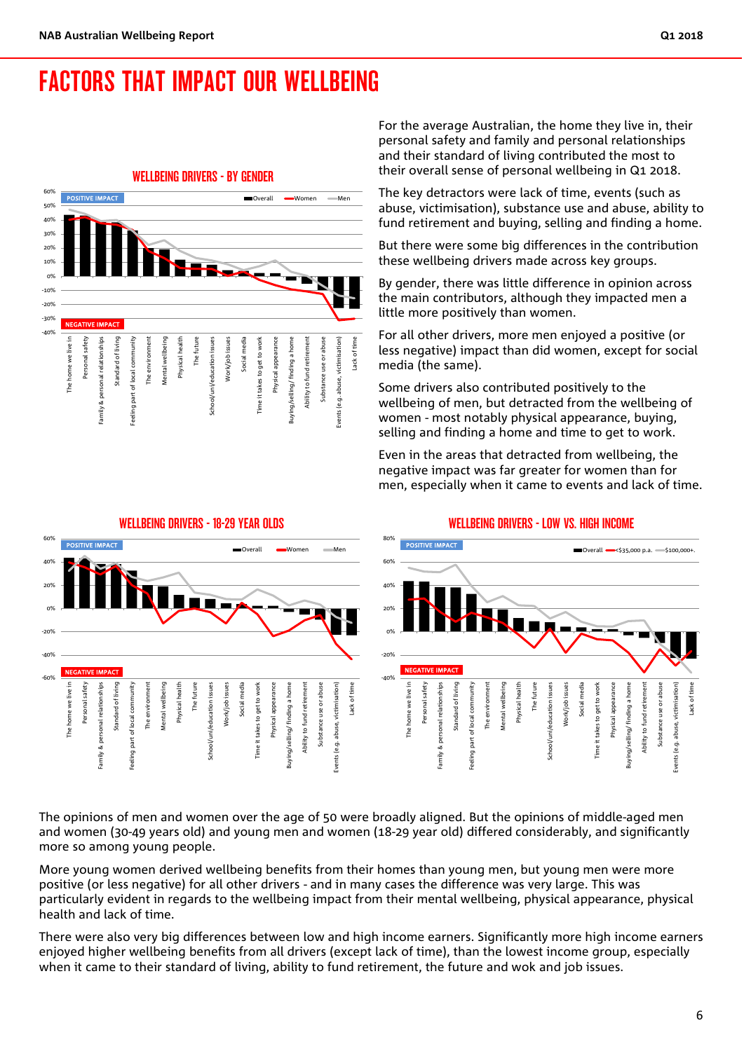# FACTORS THAT IMPACT OUR WELLBEING

## WELLBEING DRIVERS - BY GENDER

For the average Australian, the home they live in, their personal safety and family and personal relationships and their standard of living contributed the most to their overall sense of personal wellbeing in Q1 2018.

The key detractors were lack of time, events (such as abuse, victimisation), substance use and abuse, ability to fund retirement and buying, selling and finding a home.

But there were some big differences in the contribution these wellbeing drivers made across key groups.

By gender, there was little difference in opinion across the main contributors, although they impacted men a little more positively than women.

For all other drivers, more men enjoyed a positive (or less negative) impact than did women, except for social media (the same).

Some drivers also contributed positively to the wellbeing of men, but detracted from the wellbeing of women - most notably physical appearance, buying, selling and finding a home and time to get to work.

Even in the areas that detracted from wellbeing, the negative impact was far greater for women than for men, especially when it came to events and lack of time.

## WELLBEING DRIVERS - 18-29 YEAR OLDS

## WELLBEING DRIVERS - LOW VS. HIGH INCOME

The opinions of men and women over the age of 50 were broadly aligned. But the opinions of middle-aged men and women (30-49 years old) and young men and women (18-29 year old) differed considerably, and significantly more so among young people.

More young women derived wellbeing benefits from their homes than young men, but young men were more positive (or less negative) for all other drivers - and in many cases the difference was very large. This was particularly evident in regards to the wellbeing impact from their mental wellbeing, physical appearance, physical health and lack of time.

There were also very big differences between low and high income earners. Significantly more high income earners enjoyed higher wellbeing benefits from all drivers (except lack of time), than the lowest income group, especially when it came to their standard of living, ability to fund retirement, the future and wok and job issues.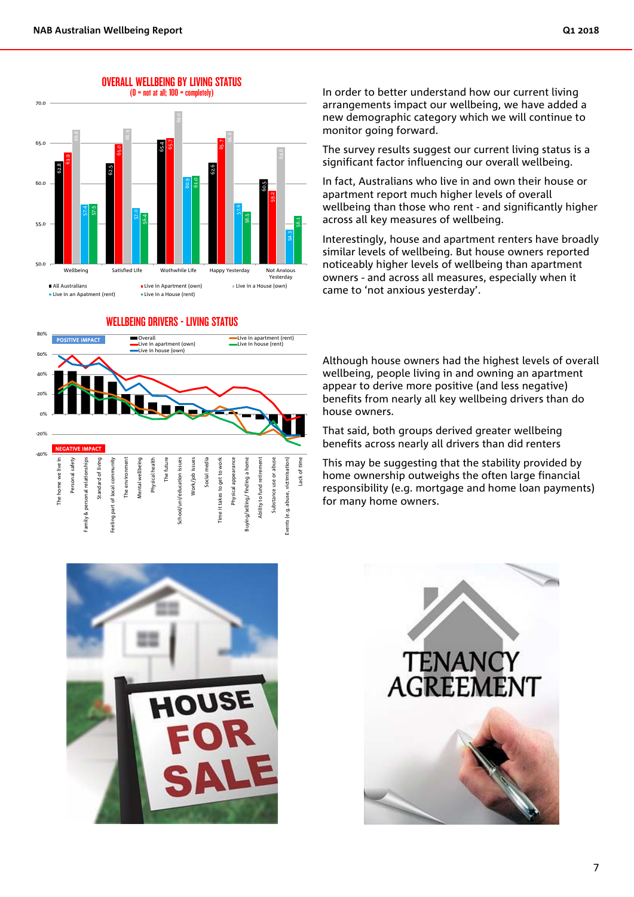## OVERALL WELLBEING BY LIVING STATUS

(0 = not at all; 100 = completely)

| | All Australians | Live in Apartment (own) | Live in a House (own) | Live in an Apatment (rent) | Live in a House (rent) |
|---|---|---|---|---|---|
| Wellbeing | 62.8 | 63.9 | 66.8 | 57.4 | 57.5 |
| Satisfied Life | 62.5 | 65.0 | 66.9 | 57.0 | 56.4 |
| Wothwhile Life | 65.4 | 65.7 | 69.0 | 60.9 | 61.0 |
| Happy Yesterday | 62.6 | 65.7 | 66.6 | 57.6 | 56.5 |
| Not Anxious Yesterday | 60.5 | 59.2 | 64.6 | 54.3 | 56.1 |

In order to better understand how our current living arrangements impact our wellbeing, we have added a new demographic category which we will continue to monitor going forward.

The survey results suggest our current living status is a significant factor influencing our overall wellbeing.

In fact, Australians who live in and own their house or apartment report much higher levels of overall wellbeing than those who rent - and significantly higher across all key measures of wellbeing.

Interestingly, house and apartment renters have broadly similar levels of wellbeing. But house owners reported noticeably higher levels of wellbeing than apartment owners - and across all measures, especially when it came to 'not anxious yesterday'.

## WELLBEING DRIVERS - LIVING STATUS

POSITIVE IMPACT / NEGATIVE IMPACT

Legend: Overall; Live in apartment (own); Live in house (own); Live in apartment (rent); Live in house (rent)

Drivers: The home we live in; Personal safety; Family & personal relationships; Standard of living; Feeling part of local community; The environment; Mental wellbeing; Physical health; The future; School/uni/education issues; Work/job issues; Social media; Time it takes to get to work; Physical appearance; Buying/selling/finding a home; Ability to fund retirement; Substance use or abuse; Events (e.g. abuse, victimisation); Lack of time

Although house owners had the highest levels of overall wellbeing, people living in and owning an apartment appear to derive more positive (and less negative) benefits from nearly all key wellbeing drivers than do house owners.

That said, both groups derived greater wellbeing benefits across nearly all drivers than did renters

This may be suggesting that the stability provided by home ownership outweighs the often large financial responsibility (e.g. mortgage and home loan payments) for many home owners.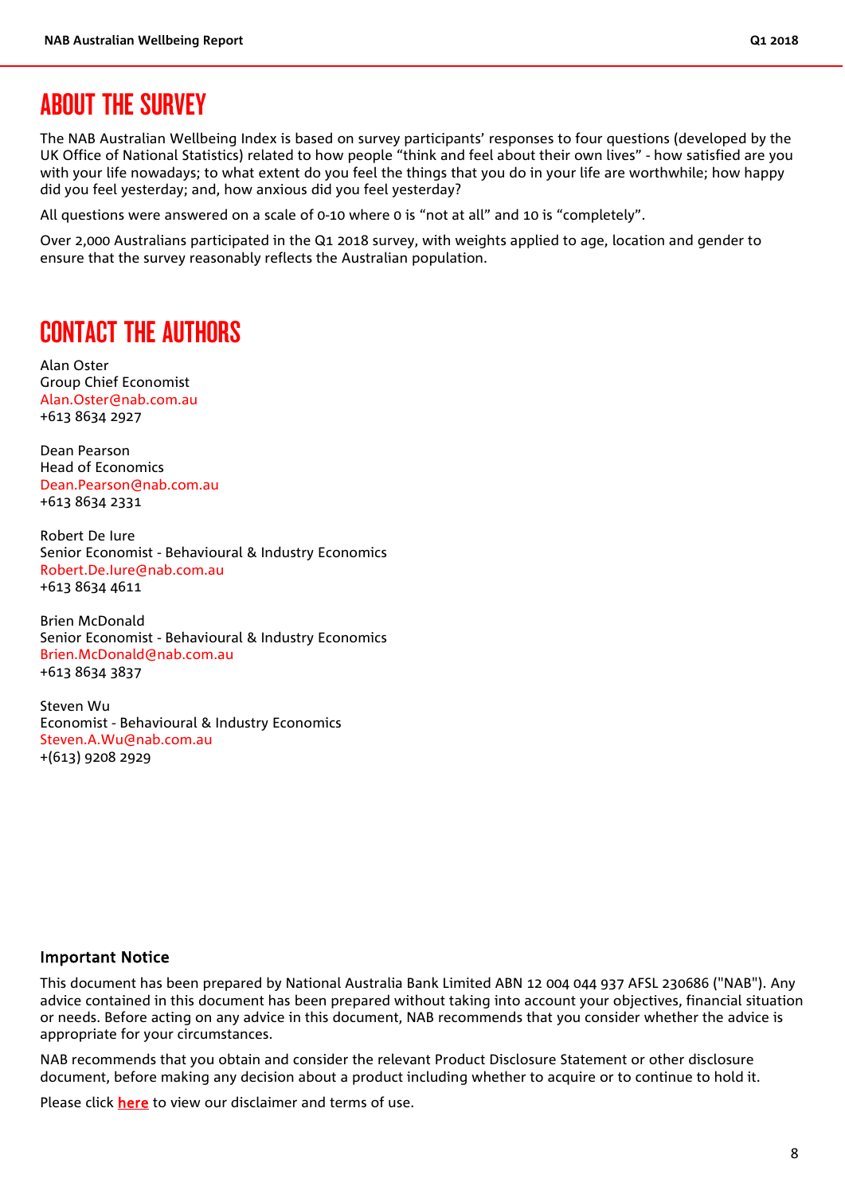# ABOUT THE SURVEY

The NAB Australian Wellbeing Index is based on survey participants' responses to four questions (developed by the UK Office of National Statistics) related to how people "think and feel about their own lives" - how satisfied are you with your life nowadays; to what extent do you feel the things that you do in your life are worthwhile; how happy did you feel yesterday; and, how anxious did you feel yesterday?

All questions were answered on a scale of 0-10 where 0 is "not at all" and 10 is "completely".

Over 2,000 Australians participated in the Q1 2018 survey, with weights applied to age, location and gender to ensure that the survey reasonably reflects the Australian population.

# CONTACT THE AUTHORS

Alan Oster
Group Chief Economist
Alan.Oster@nab.com.au
+613 8634 2927

Dean Pearson
Head of Economics
Dean.Pearson@nab.com.au
+613 8634 2331

Robert De Iure
Senior Economist - Behavioural & Industry Economics
Robert.De.Iure@nab.com.au
+613 8634 4611

Brien McDonald
Senior Economist - Behavioural & Industry Economics
Brien.McDonald@nab.com.au
+613 8634 3837

Steven Wu
Economist - Behavioural & Industry Economics
Steven.A.Wu@nab.com.au
+(613) 9208 2929

### Important Notice

This document has been prepared by National Australia Bank Limited ABN 12 004 044 937 AFSL 230686 ("NAB"). Any advice contained in this document has been prepared without taking into account your objectives, financial situation or needs. Before acting on any advice in this document, NAB recommends that you consider whether the advice is appropriate for your circumstances.

NAB recommends that you obtain and consider the relevant Product Disclosure Statement or other disclosure document, before making any decision about a product including whether to acquire or to continue to hold it.

Please click **here** to view our disclaimer and terms of use.